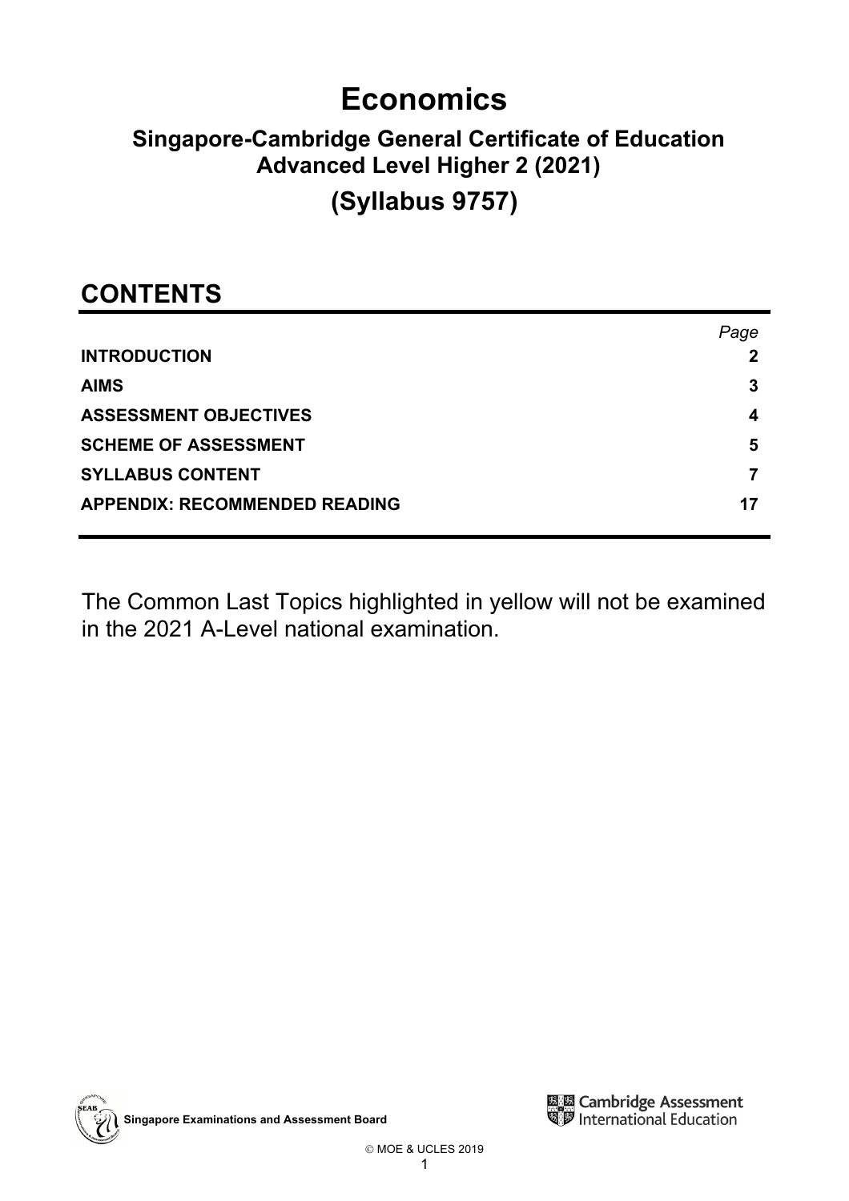# Economics

## Singapore-Cambridge General Certificate of Education Advanced Level Higher 2 (2021)

## (Syllabus 9757)

## CONTENTS

| | Page |
|---|---|
| **INTRODUCTION** | **2** |
| **AIMS** | **3** |
| **ASSESSMENT OBJECTIVES** | **4** |
| **SCHEME OF ASSESSMENT** | **5** |
| **SYLLABUS CONTENT** | **7** |
| **APPENDIX: RECOMMENDED READING** | **17** |

The Common Last Topics highlighted in yellow will not be examined in the 2021 A-Level national examination.

Singapore Examinations and Assessment Board

Cambridge Assessment International Education

© MOE & UCLES 2019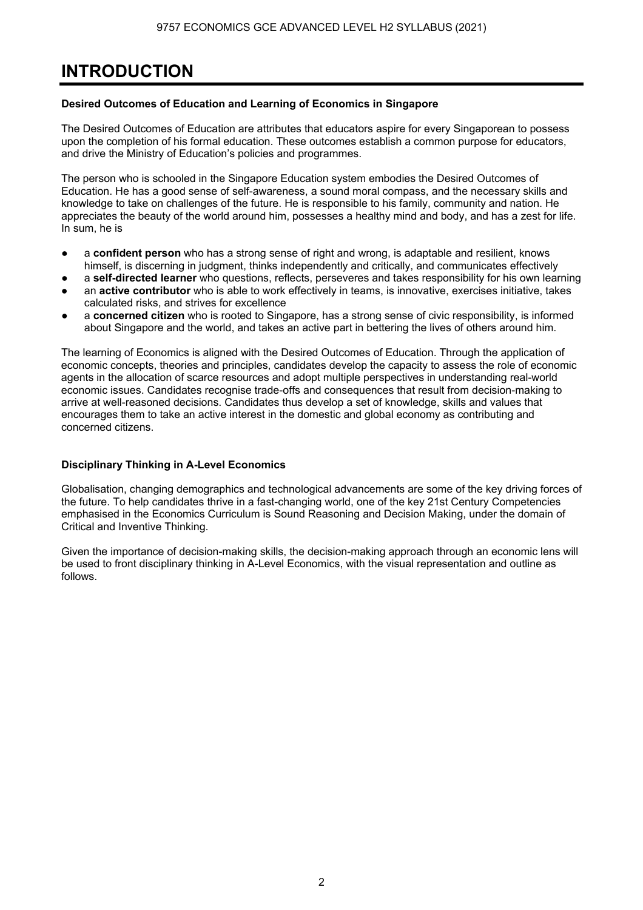# INTRODUCTION

**Desired Outcomes of Education and Learning of Economics in Singapore**

The Desired Outcomes of Education are attributes that educators aspire for every Singaporean to possess upon the completion of his formal education. These outcomes establish a common purpose for educators, and drive the Ministry of Education's policies and programmes.

The person who is schooled in the Singapore Education system embodies the Desired Outcomes of Education. He has a good sense of self-awareness, a sound moral compass, and the necessary skills and knowledge to take on challenges of the future. He is responsible to his family, community and nation. He appreciates the beauty of the world around him, possesses a healthy mind and body, and has a zest for life. In sum, he is

- a **confident person** who has a strong sense of right and wrong, is adaptable and resilient, knows himself, is discerning in judgment, thinks independently and critically, and communicates effectively
- a **self-directed learner** who questions, reflects, perseveres and takes responsibility for his own learning
- an **active contributor** who is able to work effectively in teams, is innovative, exercises initiative, takes calculated risks, and strives for excellence
- a **concerned citizen** who is rooted to Singapore, has a strong sense of civic responsibility, is informed about Singapore and the world, and takes an active part in bettering the lives of others around him.

The learning of Economics is aligned with the Desired Outcomes of Education. Through the application of economic concepts, theories and principles, candidates develop the capacity to assess the role of economic agents in the allocation of scarce resources and adopt multiple perspectives in understanding real-world economic issues. Candidates recognise trade-offs and consequences that result from decision-making to arrive at well-reasoned decisions. Candidates thus develop a set of knowledge, skills and values that encourages them to take an active interest in the domestic and global economy as contributing and concerned citizens.

**Disciplinary Thinking in A-Level Economics**

Globalisation, changing demographics and technological advancements are some of the key driving forces of the future. To help candidates thrive in a fast-changing world, one of the key 21st Century Competencies emphasised in the Economics Curriculum is Sound Reasoning and Decision Making, under the domain of Critical and Inventive Thinking.

Given the importance of decision-making skills, the decision-making approach through an economic lens will be used to front disciplinary thinking in A-Level Economics, with the visual representation and outline as follows.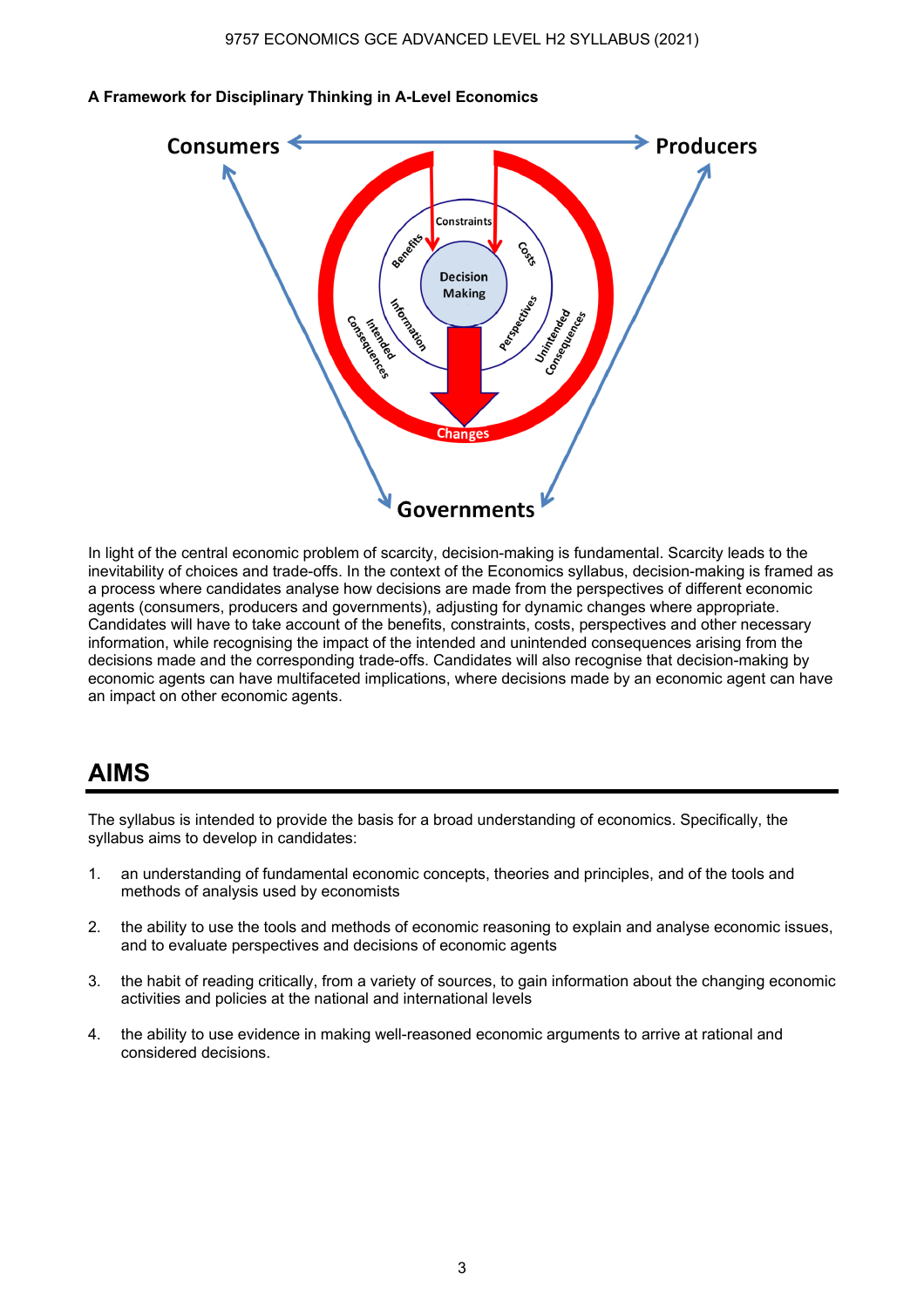**A Framework for Disciplinary Thinking in A-Level Economics**

In light of the central economic problem of scarcity, decision-making is fundamental. Scarcity leads to the inevitability of choices and trade-offs. In the context of the Economics syllabus, decision-making is framed as a process where candidates analyse how decisions are made from the perspectives of different economic agents (consumers, producers and governments), adjusting for dynamic changes where appropriate. Candidates will have to take account of the benefits, constraints, costs, perspectives and other necessary information, while recognising the impact of the intended and unintended consequences arising from the decisions made and the corresponding trade-offs. Candidates will also recognise that decision-making by economic agents can have multifaceted implications, where decisions made by an economic agent can have an impact on other economic agents.

# AIMS

The syllabus is intended to provide the basis for a broad understanding of economics. Specifically, the syllabus aims to develop in candidates:

1. an understanding of fundamental economic concepts, theories and principles, and of the tools and methods of analysis used by economists
2. the ability to use the tools and methods of economic reasoning to explain and analyse economic issues, and to evaluate perspectives and decisions of economic agents
3. the habit of reading critically, from a variety of sources, to gain information about the changing economic activities and policies at the national and international levels
4. the ability to use evidence in making well-reasoned economic arguments to arrive at rational and considered decisions.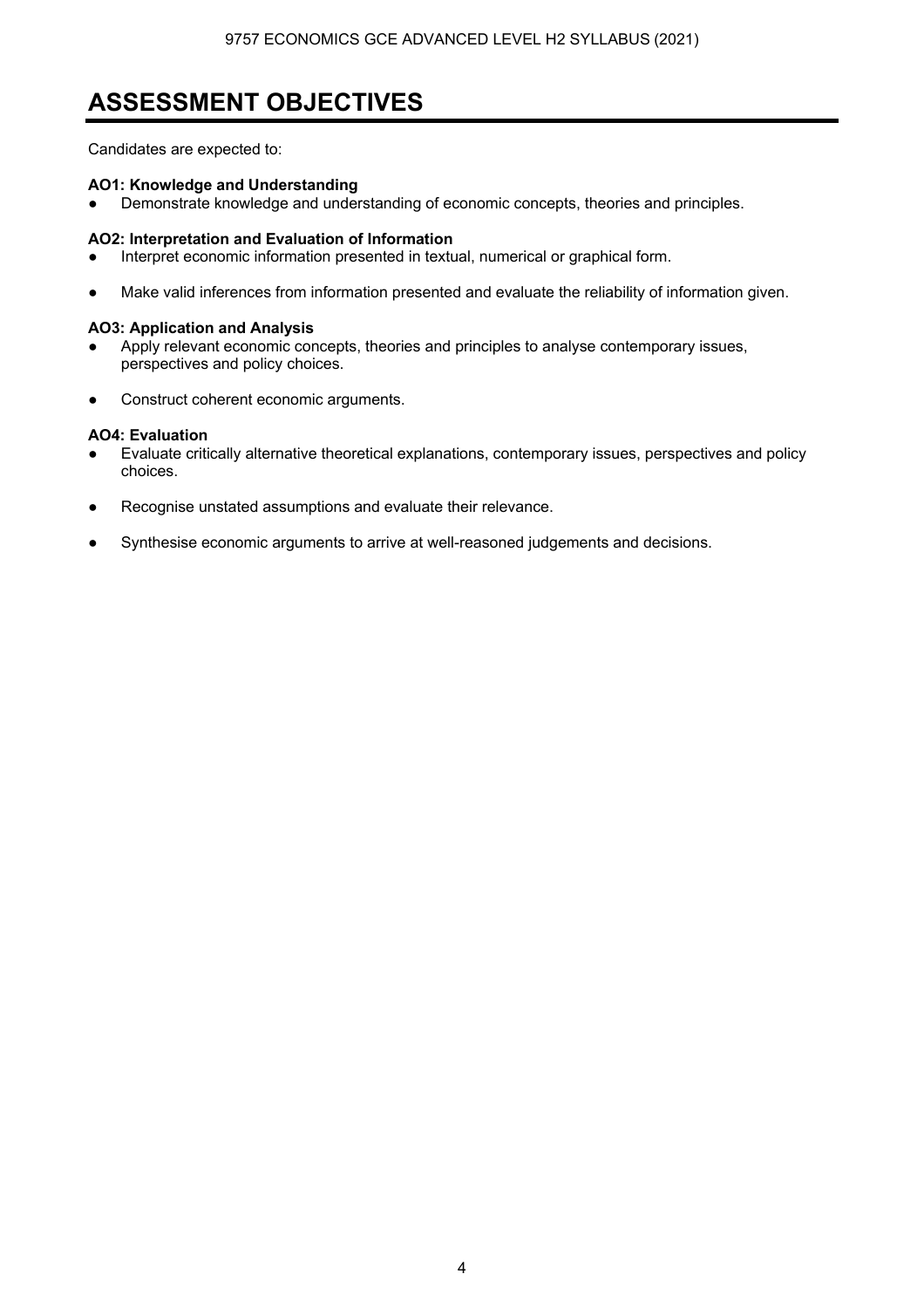# ASSESSMENT OBJECTIVES

Candidates are expected to:

**AO1: Knowledge and Understanding**

- Demonstrate knowledge and understanding of economic concepts, theories and principles.

**AO2: Interpretation and Evaluation of Information**

- Interpret economic information presented in textual, numerical or graphical form.
- Make valid inferences from information presented and evaluate the reliability of information given.

**AO3: Application and Analysis**

- Apply relevant economic concepts, theories and principles to analyse contemporary issues, perspectives and policy choices.
- Construct coherent economic arguments.

**AO4: Evaluation**

- Evaluate critically alternative theoretical explanations, contemporary issues, perspectives and policy choices.
- Recognise unstated assumptions and evaluate their relevance.
- Synthesise economic arguments to arrive at well-reasoned judgements and decisions.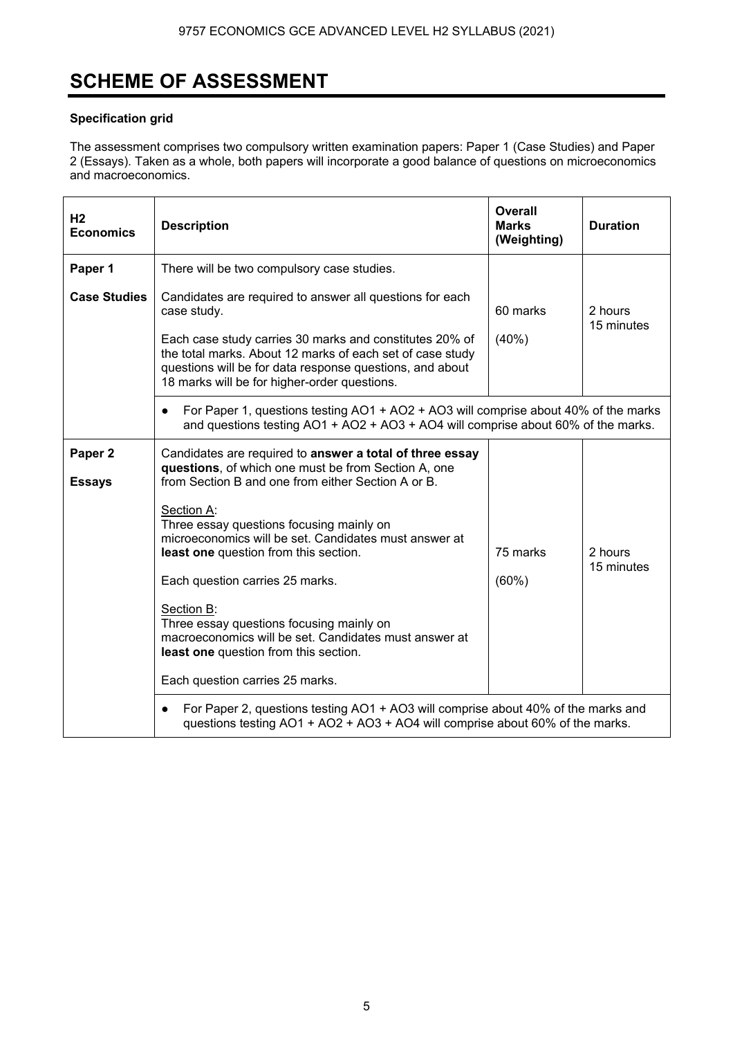# SCHEME OF ASSESSMENT

**Specification grid**

The assessment comprises two compulsory written examination papers: Paper 1 (Case Studies) and Paper 2 (Essays). Taken as a whole, both papers will incorporate a good balance of questions on microeconomics and macroeconomics.

| H2 Economics | Description | Overall Marks (Weighting) | Duration |
|---|---|---|---|
| **Paper 1**<br><br>**Case Studies** | There will be two compulsory case studies.<br><br>Candidates are required to answer all questions for each case study.<br><br>Each case study carries 30 marks and constitutes 20% of the total marks. About 12 marks of each set of case study questions will be for data response questions, and about 18 marks will be for higher-order questions. | 60 marks<br><br>(40%) | 2 hours 15 minutes |
| | • For Paper 1, questions testing AO1 + AO2 + AO3 will comprise about 40% of the marks and questions testing AO1 + AO2 + AO3 + AO4 will comprise about 60% of the marks. | | |
| **Paper 2**<br><br>**Essays** | Candidates are required to **answer a total of three essay questions**, of which one must be from Section A, one from Section B and one from either Section A or B.<br><br>Section A:<br>Three essay questions focusing mainly on microeconomics will be set. Candidates must answer at **least one** question from this section.<br><br>Each question carries 25 marks.<br><br>Section B:<br>Three essay questions focusing mainly on macroeconomics will be set. Candidates must answer at **least one** question from this section.<br><br>Each question carries 25 marks. | 75 marks<br><br>(60%) | 2 hours 15 minutes |
| | • For Paper 2, questions testing AO1 + AO3 will comprise about 40% of the marks and questions testing AO1 + AO2 + AO3 + AO4 will comprise about 60% of the marks. | | |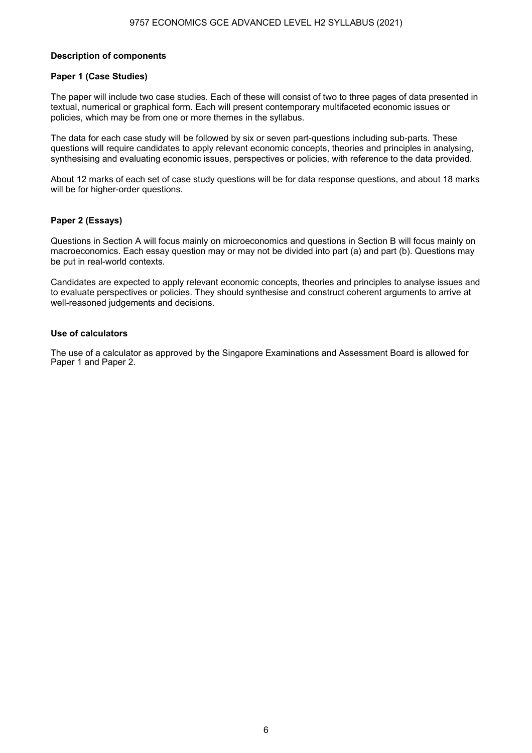**Description of components**

**Paper 1 (Case Studies)**

The paper will include two case studies. Each of these will consist of two to three pages of data presented in textual, numerical or graphical form. Each will present contemporary multifaceted economic issues or policies, which may be from one or more themes in the syllabus.

The data for each case study will be followed by six or seven part-questions including sub-parts. These questions will require candidates to apply relevant economic concepts, theories and principles in analysing, synthesising and evaluating economic issues, perspectives or policies, with reference to the data provided.

About 12 marks of each set of case study questions will be for data response questions, and about 18 marks will be for higher-order questions.

**Paper 2 (Essays)**

Questions in Section A will focus mainly on microeconomics and questions in Section B will focus mainly on macroeconomics. Each essay question may or may not be divided into part (a) and part (b). Questions may be put in real-world contexts.

Candidates are expected to apply relevant economic concepts, theories and principles to analyse issues and to evaluate perspectives or policies. They should synthesise and construct coherent arguments to arrive at well-reasoned judgements and decisions.

**Use of calculators**

The use of a calculator as approved by the Singapore Examinations and Assessment Board is allowed for Paper 1 and Paper 2.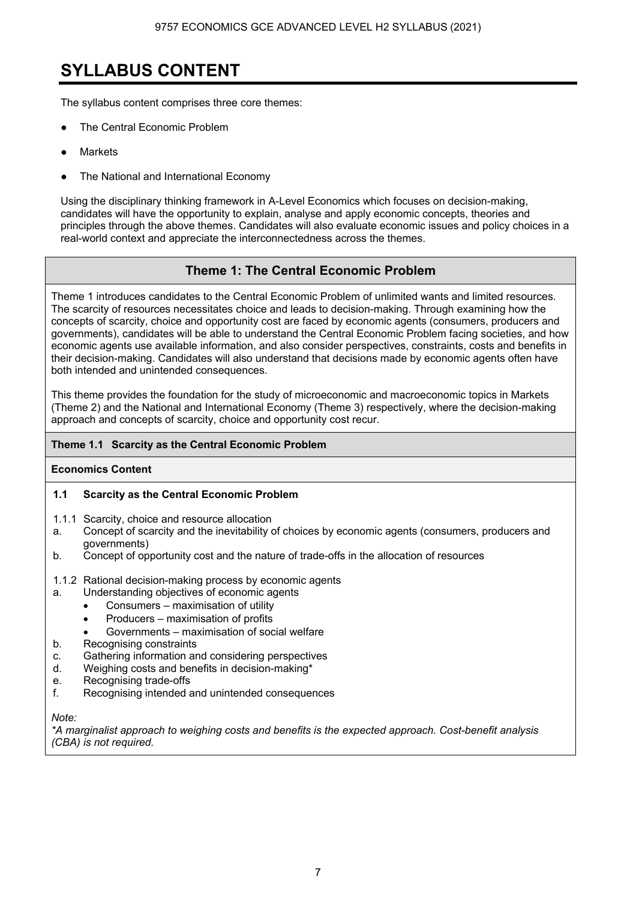# SYLLABUS CONTENT

The syllabus content comprises three core themes:

- The Central Economic Problem
- Markets
- The National and International Economy

Using the disciplinary thinking framework in A-Level Economics which focuses on decision-making, candidates will have the opportunity to explain, analyse and apply economic concepts, theories and principles through the above themes. Candidates will also evaluate economic issues and policy choices in a real-world context and appreciate the interconnectedness across the themes.

## Theme 1: The Central Economic Problem

Theme 1 introduces candidates to the Central Economic Problem of unlimited wants and limited resources. The scarcity of resources necessitates choice and leads to decision-making. Through examining how the concepts of scarcity, choice and opportunity cost are faced by economic agents (consumers, producers and governments), candidates will be able to understand the Central Economic Problem facing societies, and how economic agents use available information, and also consider perspectives, constraints, costs and benefits in their decision-making. Candidates will also understand that decisions made by economic agents often have both intended and unintended consequences.

This theme provides the foundation for the study of microeconomic and macroeconomic topics in Markets (Theme 2) and the National and International Economy (Theme 3) respectively, where the decision-making approach and concepts of scarcity, choice and opportunity cost recur.

### Theme 1.1 Scarcity as the Central Economic Problem

**Economics Content**

**1.1 Scarcity as the Central Economic Problem**

1.1.1 Scarcity, choice and resource allocation

a. Concept of scarcity and the inevitability of choices by economic agents (consumers, producers and governments)

b. Concept of opportunity cost and the nature of trade-offs in the allocation of resources

1.1.2 Rational decision-making process by economic agents

a. Understanding objectives of economic agents
   - Consumers – maximisation of utility
   - Producers – maximisation of profits
   - Governments – maximisation of social welfare

b. Recognising constraints

c. Gathering information and considering perspectives

d. Weighing costs and benefits in decision-making*

e. Recognising trade-offs

f. Recognising intended and unintended consequences

*Note:*

*\*A marginalist approach to weighing costs and benefits is the expected approach. Cost-benefit analysis (CBA) is not required.*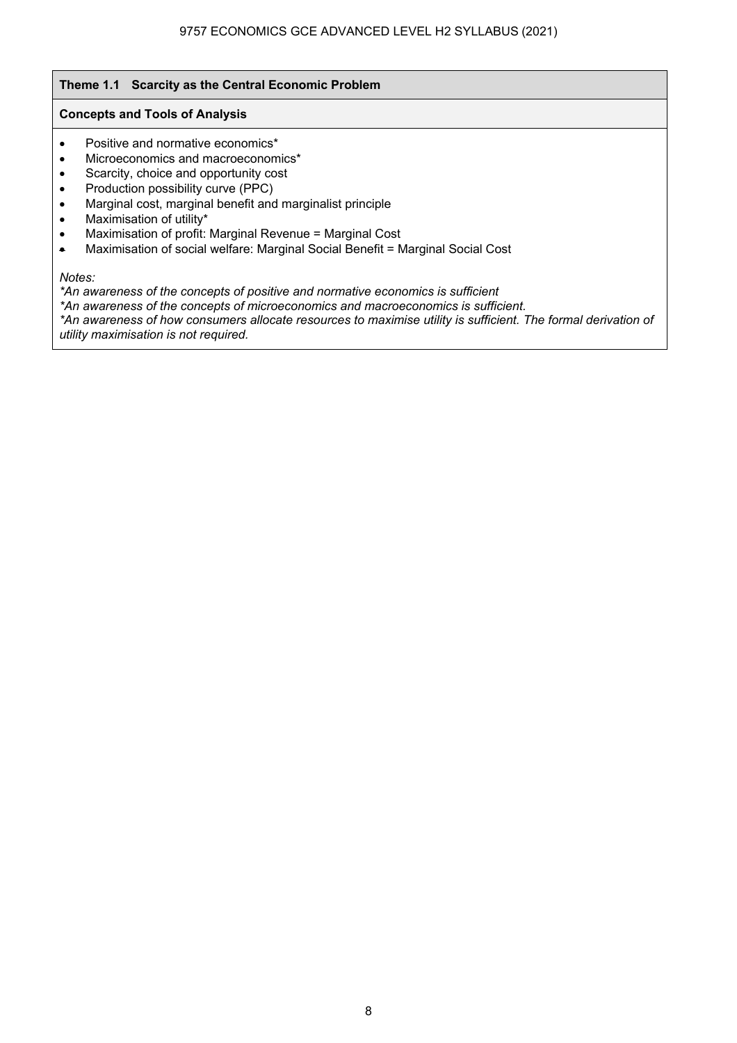## Theme 1.1 Scarcity as the Central Economic Problem

### Concepts and Tools of Analysis

- Positive and normative economics*
- Microeconomics and macroeconomics*
- Scarcity, choice and opportunity cost
- Production possibility curve (PPC)
- Marginal cost, marginal benefit and marginalist principle
- Maximisation of utility*
- Maximisation of profit: Marginal Revenue = Marginal Cost
- Maximisation of social welfare: Marginal Social Benefit = Marginal Social Cost

*Notes:*

*\*An awareness of the concepts of positive and normative economics is sufficient*

*\*An awareness of the concepts of microeconomics and macroeconomics is sufficient.*

*\*An awareness of how consumers allocate resources to maximise utility is sufficient. The formal derivation of utility maximisation is not required.*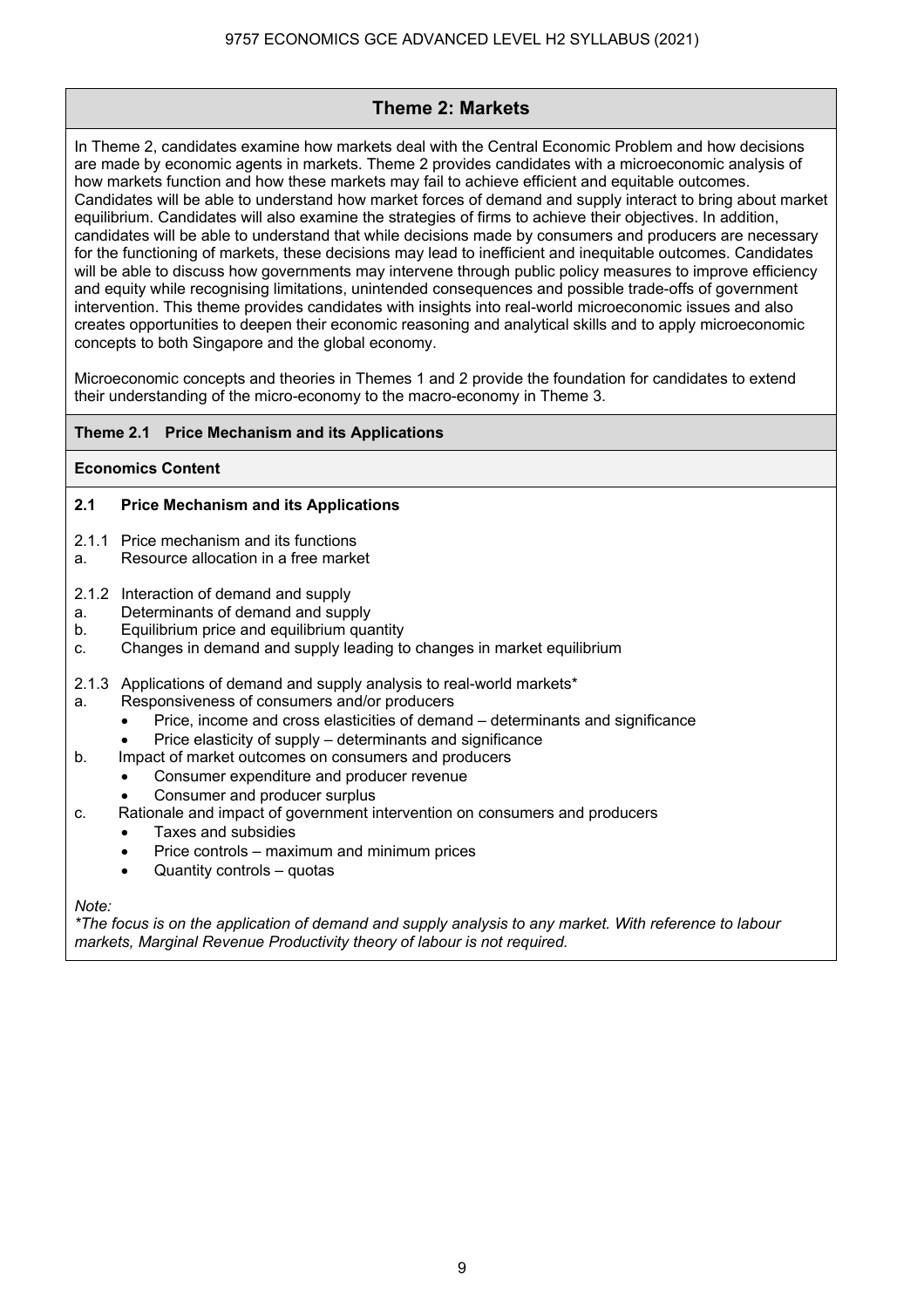## Theme 2: Markets

In Theme 2, candidates examine how markets deal with the Central Economic Problem and how decisions are made by economic agents in markets. Theme 2 provides candidates with a microeconomic analysis of how markets function and how these markets may fail to achieve efficient and equitable outcomes. Candidates will be able to understand how market forces of demand and supply interact to bring about market equilibrium. Candidates will also examine the strategies of firms to achieve their objectives. In addition, candidates will be able to understand that while decisions made by consumers and producers are necessary for the functioning of markets, these decisions may lead to inefficient and inequitable outcomes. Candidates will be able to discuss how governments may intervene through public policy measures to improve efficiency and equity while recognising limitations, unintended consequences and possible trade-offs of government intervention. This theme provides candidates with insights into real-world microeconomic issues and also creates opportunities to deepen their economic reasoning and analytical skills and to apply microeconomic concepts to both Singapore and the global economy.

Microeconomic concepts and theories in Themes 1 and 2 provide the foundation for candidates to extend their understanding of the micro-economy to the macro-economy in Theme 3.

### Theme 2.1 Price Mechanism and its Applications

**Economics Content**

**2.1 Price Mechanism and its Applications**

2.1.1 Price mechanism and its functions
a. Resource allocation in a free market

2.1.2 Interaction of demand and supply
a. Determinants of demand and supply
b. Equilibrium price and equilibrium quantity
c. Changes in demand and supply leading to changes in market equilibrium

2.1.3 Applications of demand and supply analysis to real-world markets*
a. Responsiveness of consumers and/or producers
   - Price, income and cross elasticities of demand – determinants and significance
   - Price elasticity of supply – determinants and significance

b. Impact of market outcomes on consumers and producers
   - Consumer expenditure and producer revenue
   - Consumer and producer surplus

c. Rationale and impact of government intervention on consumers and producers
   - Taxes and subsidies
   - Price controls – maximum and minimum prices
   - Quantity controls – quotas

*Note:*
*\*The focus is on the application of demand and supply analysis to any market. With reference to labour markets, Marginal Revenue Productivity theory of labour is not required.*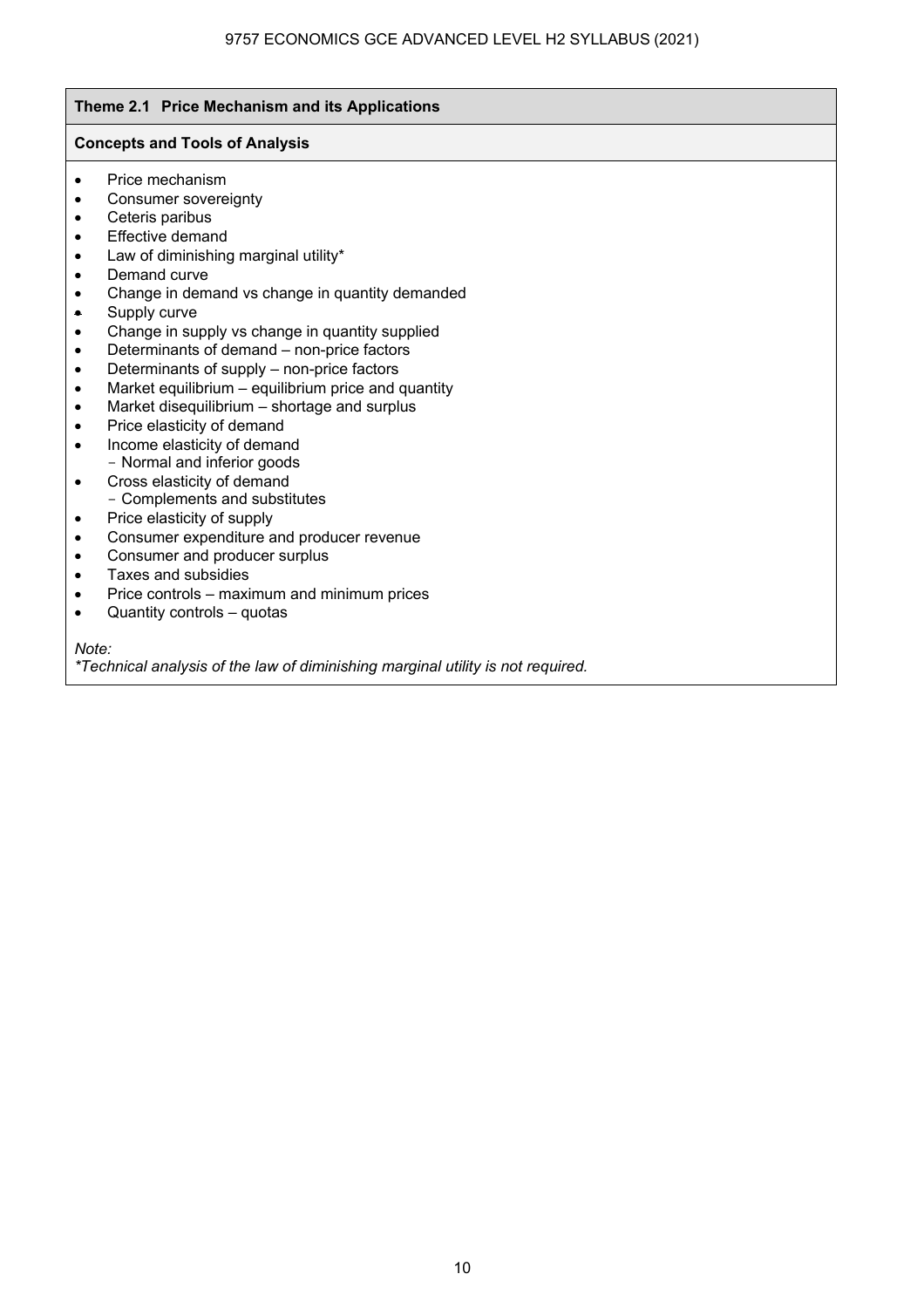### Theme 2.1 Price Mechanism and its Applications

**Concepts and Tools of Analysis**

- Price mechanism
- Consumer sovereignty
- Ceteris paribus
- Effective demand
- Law of diminishing marginal utility*
- Demand curve
- Change in demand vs change in quantity demanded
- Supply curve
- Change in supply vs change in quantity supplied
- Determinants of demand – non-price factors
- Determinants of supply – non-price factors
- Market equilibrium – equilibrium price and quantity
- Market disequilibrium – shortage and surplus
- Price elasticity of demand
- Income elasticity of demand
  - Normal and inferior goods
- Cross elasticity of demand
  - Complements and substitutes
- Price elasticity of supply
- Consumer expenditure and producer revenue
- Consumer and producer surplus
- Taxes and subsidies
- Price controls – maximum and minimum prices
- Quantity controls – quotas

*Note:*
*\*Technical analysis of the law of diminishing marginal utility is not required.*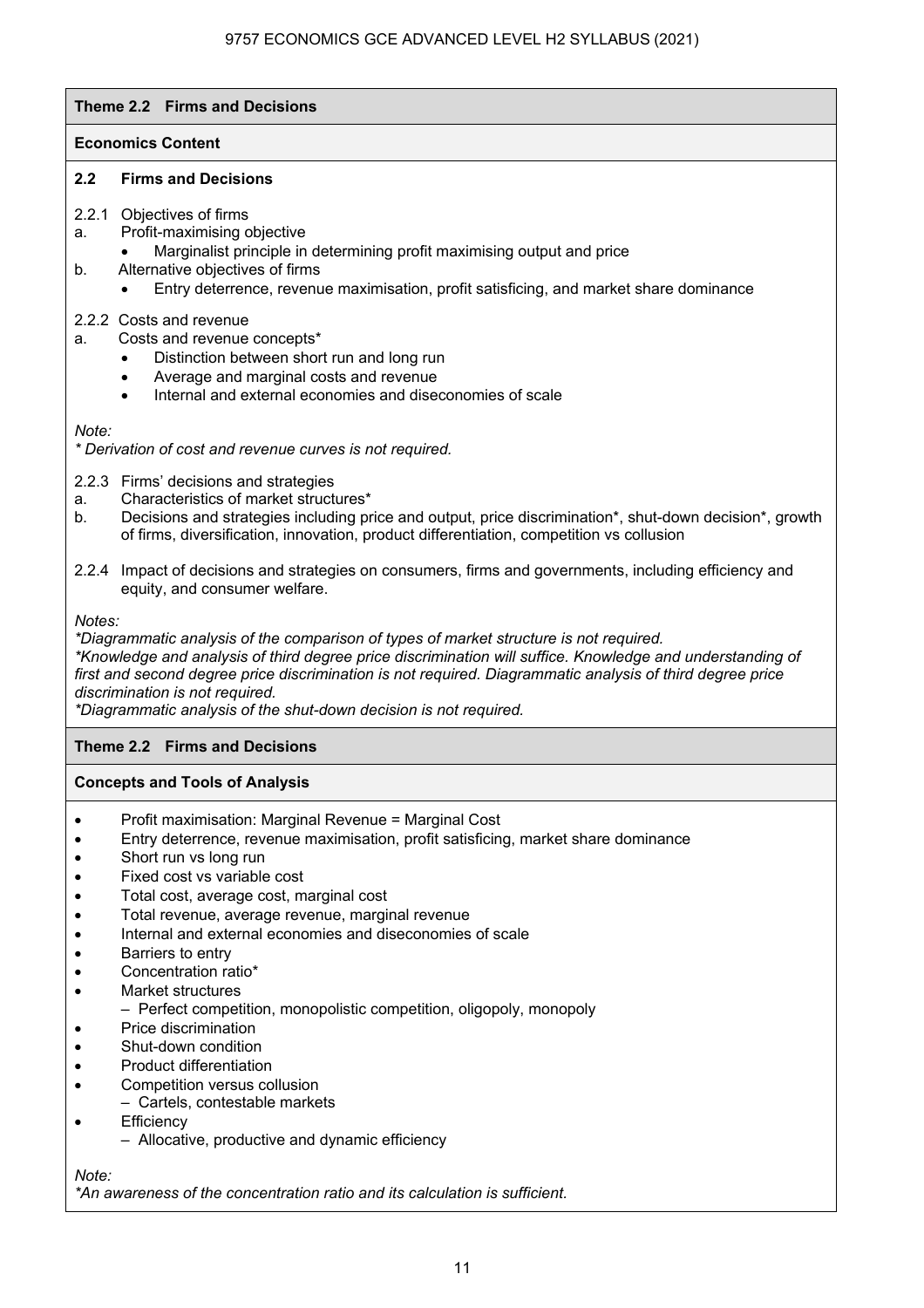## Theme 2.2 Firms and Decisions

### Economics Content

#### 2.2 Firms and Decisions

2.2.1 Objectives of firms

a. Profit-maximising objective
   - Marginalist principle in determining profit maximising output and price

b. Alternative objectives of firms
   - Entry deterrence, revenue maximisation, profit satisficing, and market share dominance

2.2.2 Costs and revenue

a. Costs and revenue concepts*
   - Distinction between short run and long run
   - Average and marginal costs and revenue
   - Internal and external economies and diseconomies of scale

*Note:*
*\* Derivation of cost and revenue curves is not required.*

2.2.3 Firms' decisions and strategies

a. Characteristics of market structures*

b. Decisions and strategies including price and output, price discrimination*, shut-down decision*, growth of firms, diversification, innovation, product differentiation, competition vs collusion

2.2.4 Impact of decisions and strategies on consumers, firms and governments, including efficiency and equity, and consumer welfare.

*Notes:*
*\*Diagrammatic analysis of the comparison of types of market structure is not required.*
*\*Knowledge and analysis of third degree price discrimination will suffice. Knowledge and understanding of first and second degree price discrimination is not required. Diagrammatic analysis of third degree price discrimination is not required.*
*\*Diagrammatic analysis of the shut-down decision is not required.*

## Theme 2.2 Firms and Decisions

### Concepts and Tools of Analysis

- Profit maximisation: Marginal Revenue = Marginal Cost
- Entry deterrence, revenue maximisation, profit satisficing, market share dominance
- Short run vs long run
- Fixed cost vs variable cost
- Total cost, average cost, marginal cost
- Total revenue, average revenue, marginal revenue
- Internal and external economies and diseconomies of scale
- Barriers to entry
- Concentration ratio*
- Market structures
  – Perfect competition, monopolistic competition, oligopoly, monopoly
- Price discrimination
- Shut-down condition
- Product differentiation
- Competition versus collusion
  – Cartels, contestable markets
- Efficiency
  – Allocative, productive and dynamic efficiency

*Note:*
*\*An awareness of the concentration ratio and its calculation is sufficient.*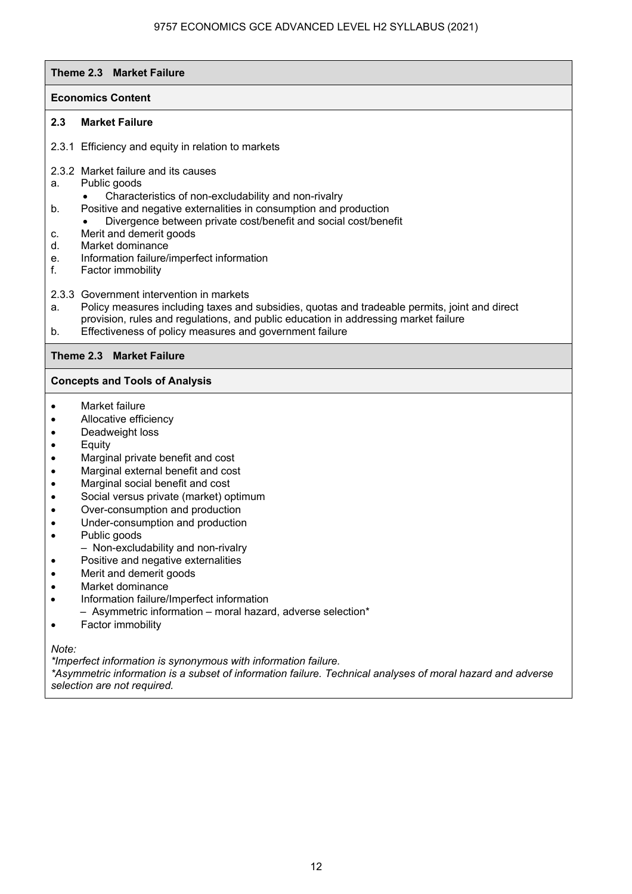## Theme 2.3 Market Failure

### Economics Content

**2.3 Market Failure**

2.3.1 Efficiency and equity in relation to markets

2.3.2 Market failure and its causes

a. Public goods
   - Characteristics of non-excludability and non-rivalry

b. Positive and negative externalities in consumption and production
   - Divergence between private cost/benefit and social cost/benefit

c. Merit and demerit goods

d. Market dominance

e. Information failure/imperfect information

f. Factor immobility

2.3.3 Government intervention in markets

a. Policy measures including taxes and subsidies, quotas and tradeable permits, joint and direct provision, rules and regulations, and public education in addressing market failure

b. Effectiveness of policy measures and government failure

## Theme 2.3 Market Failure

### Concepts and Tools of Analysis

- Market failure
- Allocative efficiency
- Deadweight loss
- Equity
- Marginal private benefit and cost
- Marginal external benefit and cost
- Marginal social benefit and cost
- Social versus private (market) optimum
- Over-consumption and production
- Under-consumption and production
- Public goods
  – Non-excludability and non-rivalry
- Positive and negative externalities
- Merit and demerit goods
- Market dominance
- Information failure/Imperfect information
  – Asymmetric information – moral hazard, adverse selection*
- Factor immobility

*Note:*

*\*Imperfect information is synonymous with information failure.*

*\*Asymmetric information is a subset of information failure. Technical analyses of moral hazard and adverse selection are not required.*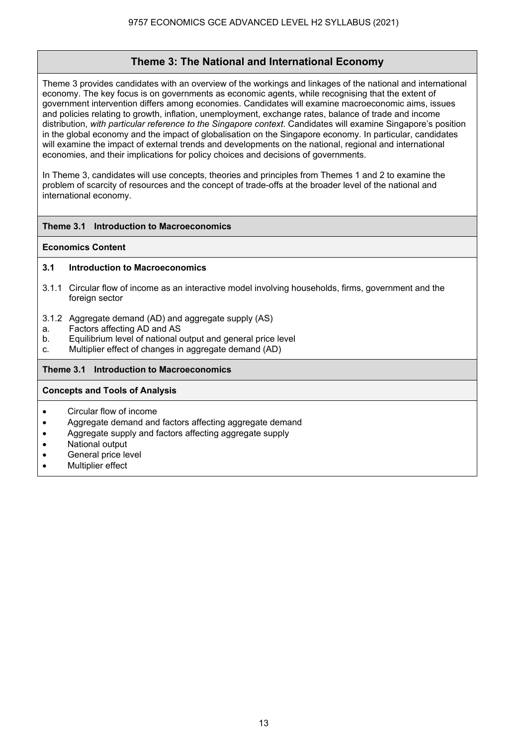## Theme 3: The National and International Economy

Theme 3 provides candidates with an overview of the workings and linkages of the national and international economy. The key focus is on governments as economic agents, while recognising that the extent of government intervention differs among economies. Candidates will examine macroeconomic aims, issues and policies relating to growth, inflation, unemployment, exchange rates, balance of trade and income distribution, *with particular reference to the Singapore context*. Candidates will examine Singapore's position in the global economy and the impact of globalisation on the Singapore economy. In particular, candidates will examine the impact of external trends and developments on the national, regional and international economies, and their implications for policy choices and decisions of governments.

In Theme 3, candidates will use concepts, theories and principles from Themes 1 and 2 to examine the problem of scarcity of resources and the concept of trade-offs at the broader level of the national and international economy.

### Theme 3.1 Introduction to Macroeconomics

**Economics Content**

**3.1 Introduction to Macroeconomics**

3.1.1 Circular flow of income as an interactive model involving households, firms, government and the foreign sector

3.1.2 Aggregate demand (AD) and aggregate supply (AS)

a. Factors affecting AD and AS
b. Equilibrium level of national output and general price level
c. Multiplier effect of changes in aggregate demand (AD)

### Theme 3.1 Introduction to Macroeconomics

**Concepts and Tools of Analysis**

- Circular flow of income
- Aggregate demand and factors affecting aggregate demand
- Aggregate supply and factors affecting aggregate supply
- National output
- General price level
- Multiplier effect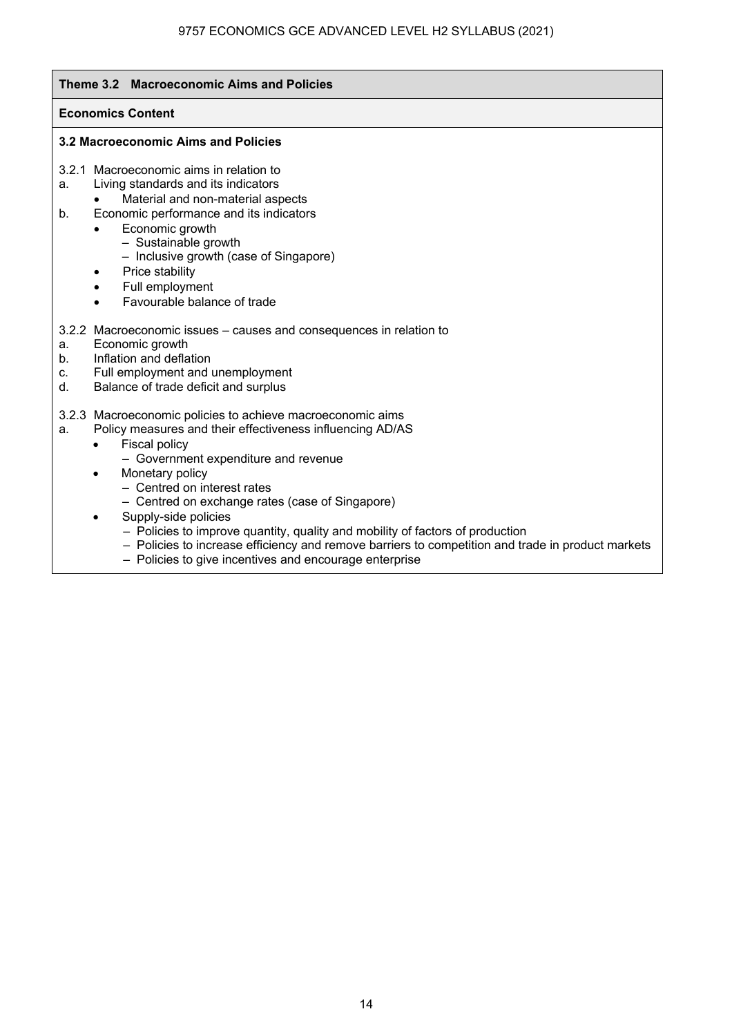## Theme 3.2 Macroeconomic Aims and Policies

**Economics Content**

**3.2 Macroeconomic Aims and Policies**

3.2.1 Macroeconomic aims in relation to

a. Living standards and its indicators
   - Material and non-material aspects

b. Economic performance and its indicators
   - Economic growth
     - Sustainable growth
     - Inclusive growth (case of Singapore)
   - Price stability
   - Full employment
   - Favourable balance of trade

3.2.2 Macroeconomic issues – causes and consequences in relation to

a. Economic growth

b. Inflation and deflation

c. Full employment and unemployment

d. Balance of trade deficit and surplus

3.2.3 Macroeconomic policies to achieve macroeconomic aims

a. Policy measures and their effectiveness influencing AD/AS
   - Fiscal policy
     - Government expenditure and revenue
   - Monetary policy
     - Centred on interest rates
     - Centred on exchange rates (case of Singapore)
   - Supply-side policies
     - Policies to improve quantity, quality and mobility of factors of production
     - Policies to increase efficiency and remove barriers to competition and trade in product markets
     - Policies to give incentives and encourage enterprise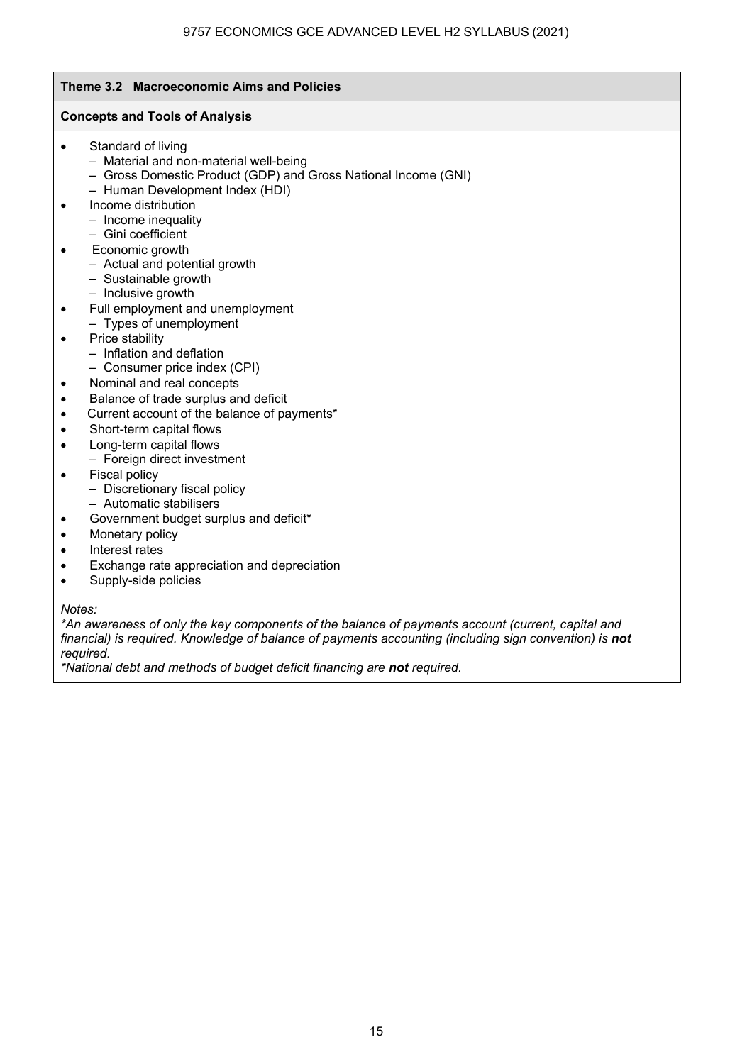## Theme 3.2 Macroeconomic Aims and Policies

### Concepts and Tools of Analysis

- Standard of living
  - Material and non-material well-being
  - Gross Domestic Product (GDP) and Gross National Income (GNI)
  - Human Development Index (HDI)
- Income distribution
  - Income inequality
  - Gini coefficient
- Economic growth
  - Actual and potential growth
  - Sustainable growth
  - Inclusive growth
- Full employment and unemployment
  - Types of unemployment
- Price stability
  - Inflation and deflation
  - Consumer price index (CPI)
- Nominal and real concepts
- Balance of trade surplus and deficit
- Current account of the balance of payments*
- Short-term capital flows
- Long-term capital flows
  - Foreign direct investment
- Fiscal policy
  - Discretionary fiscal policy
  - Automatic stabilisers
- Government budget surplus and deficit*
- Monetary policy
- Interest rates
- Exchange rate appreciation and depreciation
- Supply-side policies

*Notes:*

**An awareness of only the key components of the balance of payments account (current, capital and financial) is required. Knowledge of balance of payments accounting (including sign convention) is* ***not*** *required.*

**National debt and methods of budget deficit financing are* ***not*** *required.*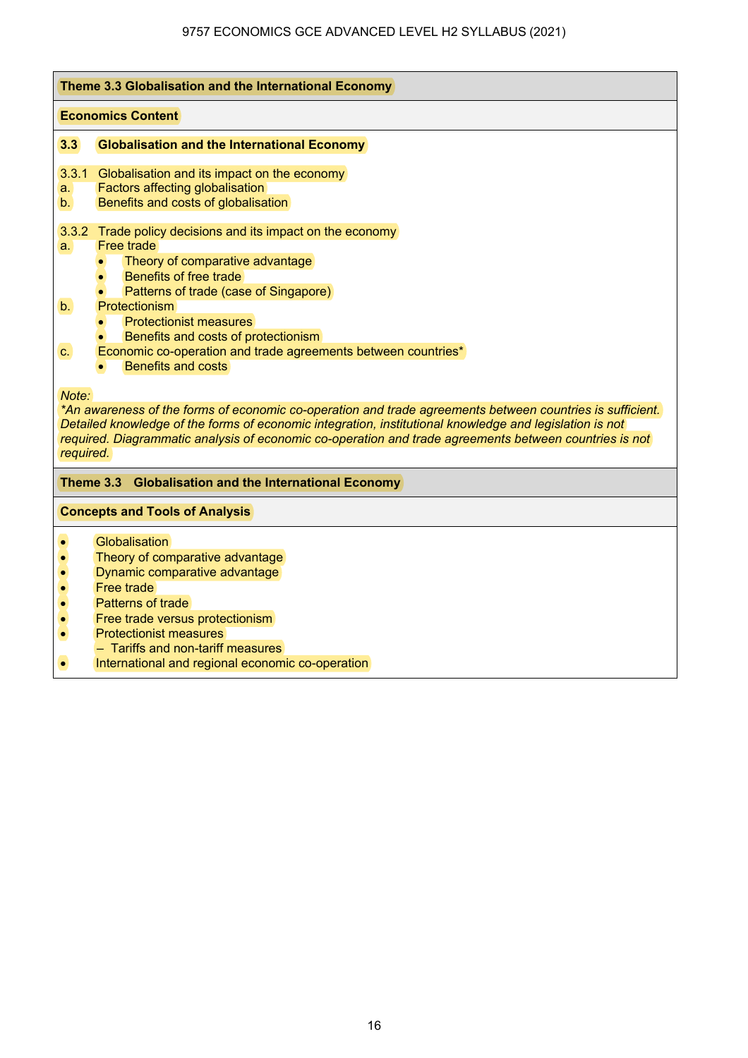## Theme 3.3 Globalisation and the International Economy

### Economics Content

**3.3 Globalisation and the International Economy**

3.3.1 Globalisation and its impact on the economy
a. Factors affecting globalisation
b. Benefits and costs of globalisation

3.3.2 Trade policy decisions and its impact on the economy
a. Free trade
- Theory of comparative advantage
- Benefits of free trade
- Patterns of trade (case of Singapore)

b. Protectionism
- Protectionist measures
- Benefits and costs of protectionism

c. Economic co-operation and trade agreements between countries*
- Benefits and costs

*Note:*
*\*An awareness of the forms of economic co-operation and trade agreements between countries is sufficient. Detailed knowledge of the forms of economic integration, institutional knowledge and legislation is not required. Diagrammatic analysis of economic co-operation and trade agreements between countries is not required.*

## Theme 3.3 Globalisation and the International Economy

### Concepts and Tools of Analysis

- Globalisation
- Theory of comparative advantage
- Dynamic comparative advantage
- Free trade
- Patterns of trade
- Free trade versus protectionism
- Protectionist measures
  – Tariffs and non-tariff measures
- International and regional economic co-operation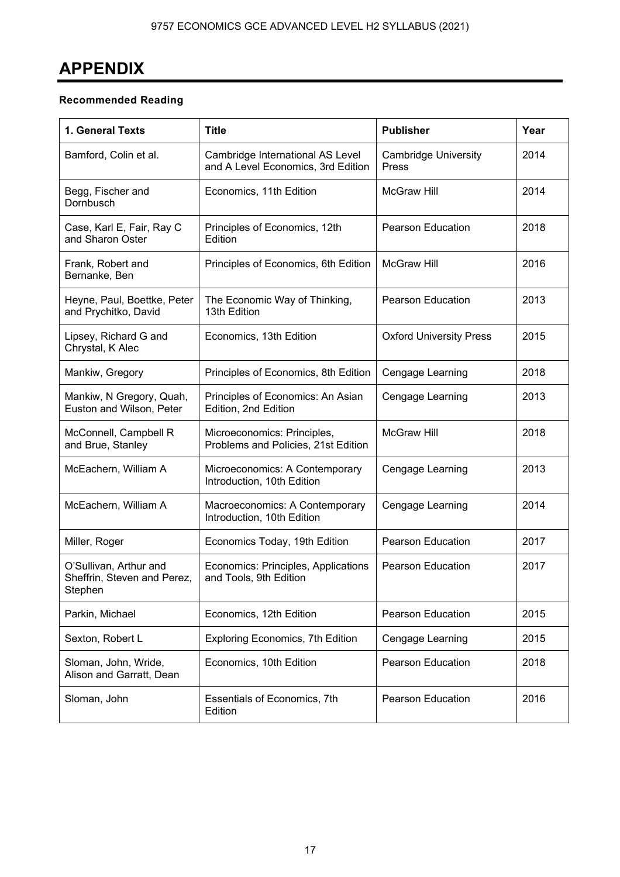# APPENDIX

**Recommended Reading**

| 1. General Texts | Title | Publisher | Year |
| --- | --- | --- | --- |
| Bamford, Colin et al. | Cambridge International AS Level and A Level Economics, 3rd Edition | Cambridge University Press | 2014 |
| Begg, Fischer and Dornbusch | Economics, 11th Edition | McGraw Hill | 2014 |
| Case, Karl E, Fair, Ray C and Sharon Oster | Principles of Economics, 12th Edition | Pearson Education | 2018 |
| Frank, Robert and Bernanke, Ben | Principles of Economics, 6th Edition | McGraw Hill | 2016 |
| Heyne, Paul, Boettke, Peter and Prychitko, David | The Economic Way of Thinking, 13th Edition | Pearson Education | 2013 |
| Lipsey, Richard G and Chrystal, K Alec | Economics, 13th Edition | Oxford University Press | 2015 |
| Mankiw, Gregory | Principles of Economics, 8th Edition | Cengage Learning | 2018 |
| Mankiw, N Gregory, Quah, Euston and Wilson, Peter | Principles of Economics: An Asian Edition, 2nd Edition | Cengage Learning | 2013 |
| McConnell, Campbell R and Brue, Stanley | Microeconomics: Principles, Problems and Policies, 21st Edition | McGraw Hill | 2018 |
| McEachern, William A | Microeconomics: A Contemporary Introduction, 10th Edition | Cengage Learning | 2013 |
| McEachern, William A | Macroeconomics: A Contemporary Introduction, 10th Edition | Cengage Learning | 2014 |
| Miller, Roger | Economics Today, 19th Edition | Pearson Education | 2017 |
| O'Sullivan, Arthur and Sheffrin, Steven and Perez, Stephen | Economics: Principles, Applications and Tools, 9th Edition | Pearson Education | 2017 |
| Parkin, Michael | Economics, 12th Edition | Pearson Education | 2015 |
| Sexton, Robert L | Exploring Economics, 7th Edition | Cengage Learning | 2015 |
| Sloman, John, Wride, Alison and Garratt, Dean | Economics, 10th Edition | Pearson Education | 2018 |
| Sloman, John | Essentials of Economics, 7th Edition | Pearson Education | 2016 |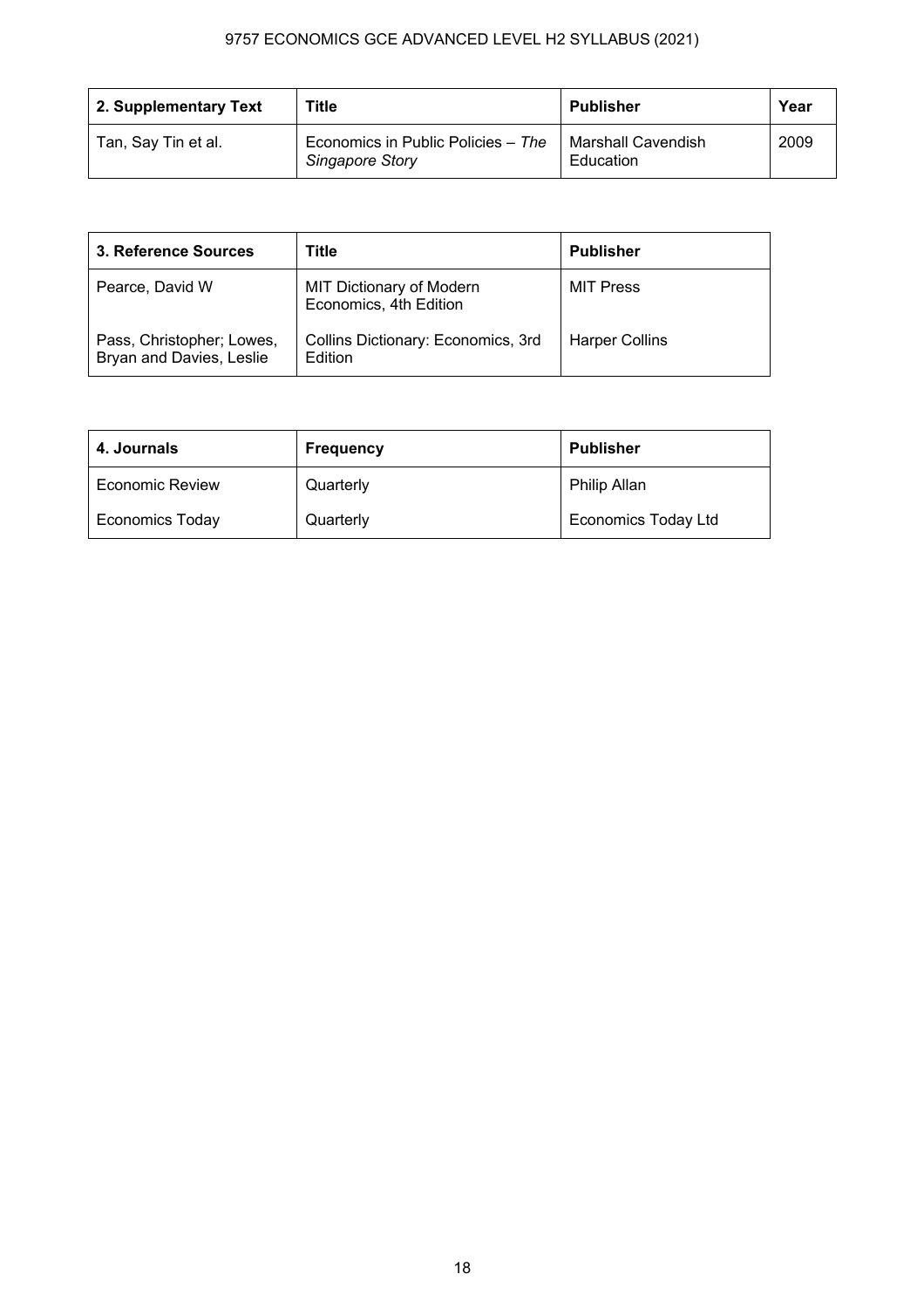| 2. Supplementary Text | Title | Publisher | Year |
| --- | --- | --- | --- |
| Tan, Say Tin et al. | Economics in Public Policies – *The Singapore Story* | Marshall Cavendish Education | 2009 |

| 3. Reference Sources | Title | Publisher |
| --- | --- | --- |
| Pearce, David W | MIT Dictionary of Modern Economics, 4th Edition | MIT Press |
| Pass, Christopher; Lowes, Bryan and Davies, Leslie | Collins Dictionary: Economics, 3rd Edition | Harper Collins |

| 4. Journals | Frequency | Publisher |
| --- | --- | --- |
| Economic Review | Quarterly | Philip Allan |
| Economics Today | Quarterly | Economics Today Ltd |